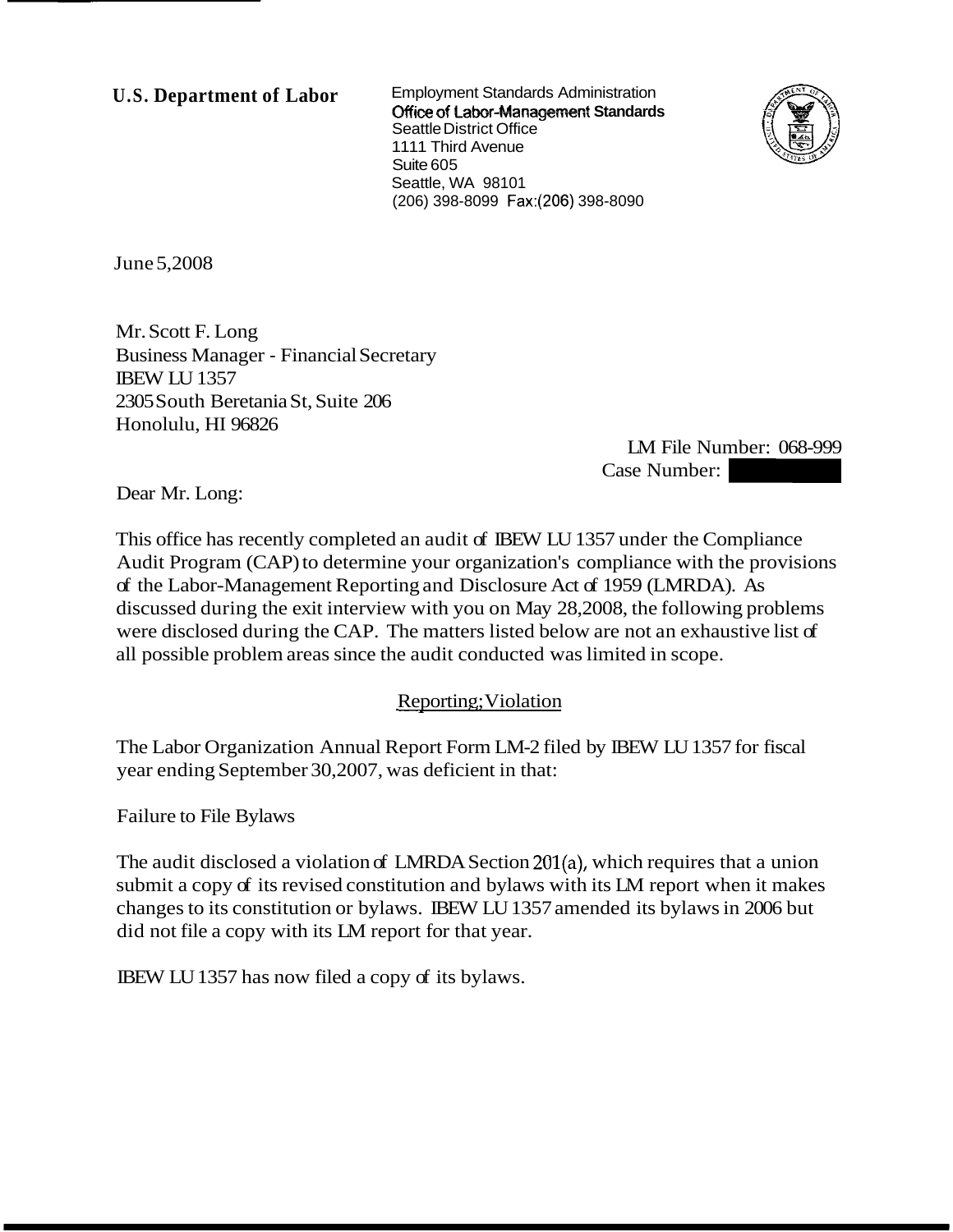**U.S. Department of Labor**

Employment Standards Administration
Office of Labor-Management Standards
Seattle District Office
1111 Third Avenue
Suite 605
Seattle, WA 98101
(206) 398-8099 Fax:(206) 398-8090

June 5,2008

Mr. Scott F. Long
Business Manager - Financial Secretary
IBEW LU 1357
2305 South Beretania St, Suite 206
Honolulu, HI 96826

LM File Number: 068-999
Case Number:

Dear Mr. Long:

This office has recently completed an audit of IBEW LU 1357 under the Compliance Audit Program (CAP) to determine your organization's compliance with the provisions of the Labor-Management Reporting and Disclosure Act of 1959 (LMRDA). As discussed during the exit interview with you on May 28,2008, the following problems were disclosed during the CAP. The matters listed below are not an exhaustive list of all possible problem areas since the audit conducted was limited in scope.

Reporting; Violation

The Labor Organization Annual Report Form LM-2 filed by IBEW LU 1357 for fiscal year ending September 30,2007, was deficient in that:

Failure to File Bylaws

The audit disclosed a violation of LMRDA Section 201(a), which requires that a union submit a copy of its revised constitution and bylaws with its LM report when it makes changes to its constitution or bylaws. IBEW LU 1357 amended its bylaws in 2006 but did not file a copy with its LM report for that year.

IBEW LU 1357 has now filed a copy of its bylaws.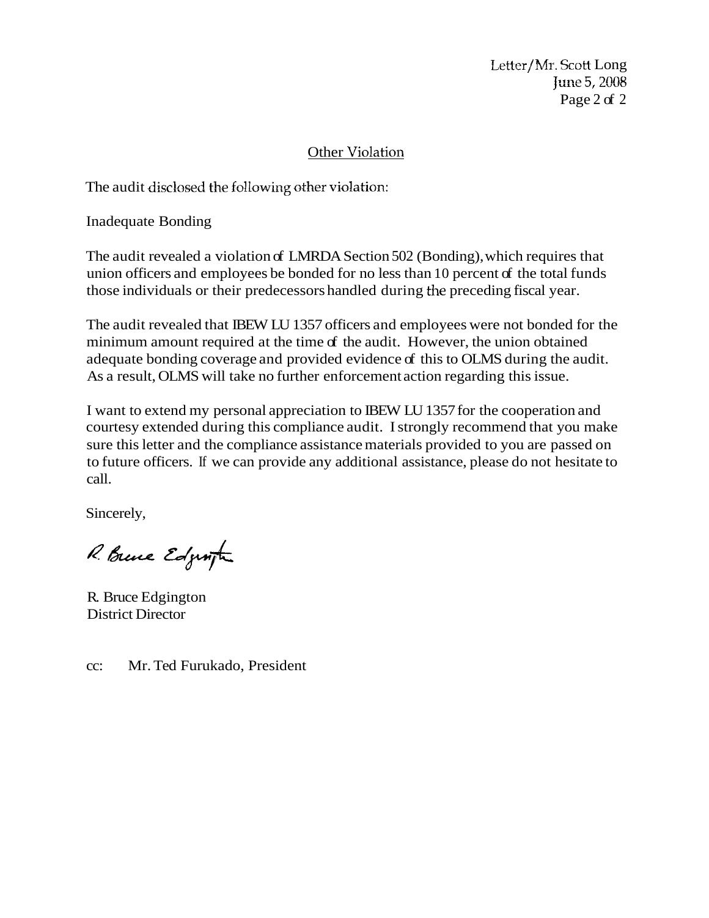## Other Violation

The audit disclosed the following other violation:

Inadequate Bonding

The audit revealed a violation of LMRDA Section 502 (Bonding), which requires that union officers and employees be bonded for no less than 10 percent of the total funds those individuals or their predecessors handled during the preceding fiscal year.

The audit revealed that IBEW LU 1357 officers and employees were not bonded for the minimum amount required at the time of the audit. However, the union obtained adequate bonding coverage and provided evidence of this to OLMS during the audit. As a result, OLMS will take no further enforcement action regarding this issue.

I want to extend my personal appreciation to IBEW LU 1357 for the cooperation and courtesy extended during this compliance audit. I strongly recommend that you make sure this letter and the compliance assistance materials provided to you are passed on to future officers. If we can provide any additional assistance, please do not hesitate to call.

Sincerely,

R. Bruce Edgington

R. Bruce Edgington
District Director

cc: Mr. Ted Furukado, President